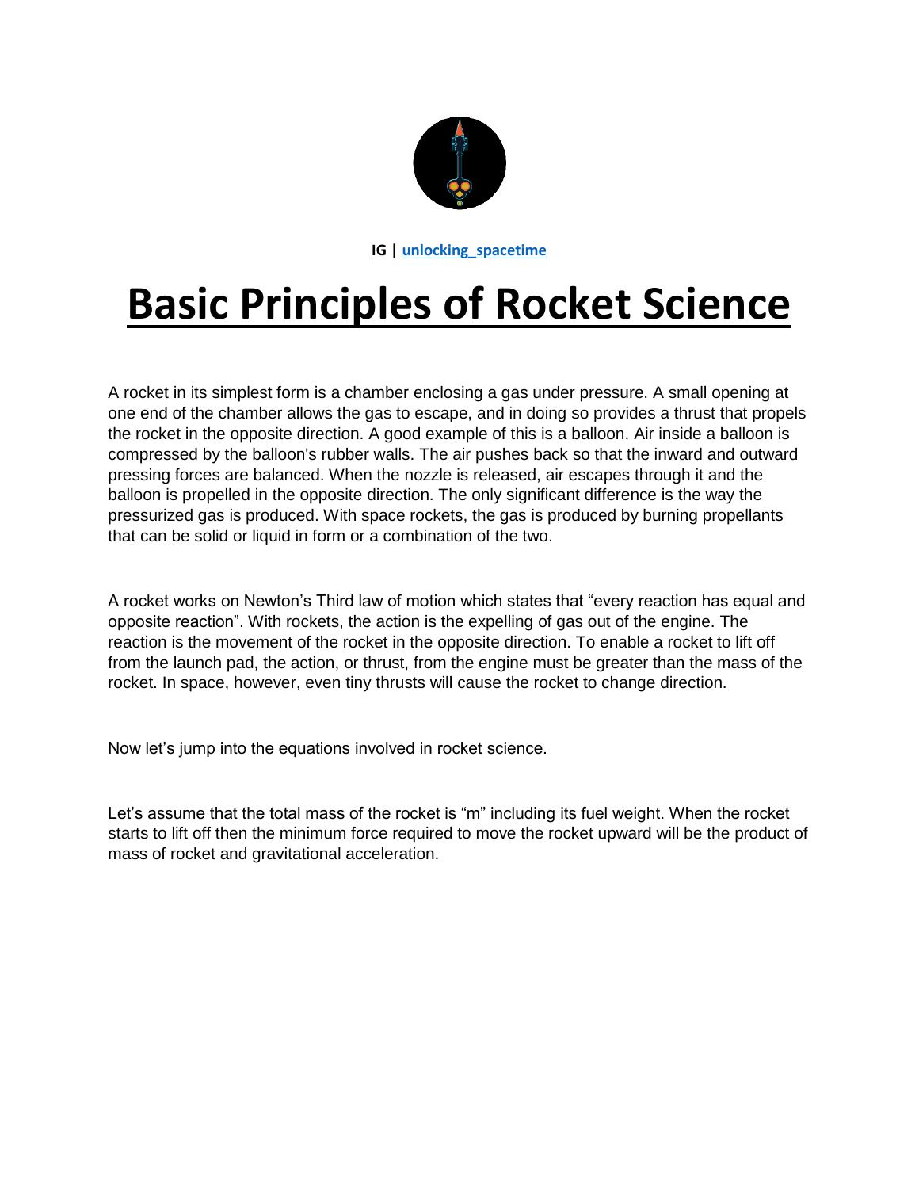**IG | unlocking_spacetime**

# Basic Principles of Rocket Science

A rocket in its simplest form is a chamber enclosing a gas under pressure. A small opening at one end of the chamber allows the gas to escape, and in doing so provides a thrust that propels the rocket in the opposite direction. A good example of this is a balloon. Air inside a balloon is compressed by the balloon's rubber walls. The air pushes back so that the inward and outward pressing forces are balanced. When the nozzle is released, air escapes through it and the balloon is propelled in the opposite direction. The only significant difference is the way the pressurized gas is produced. With space rockets, the gas is produced by burning propellants that can be solid or liquid in form or a combination of the two.

A rocket works on Newton's Third law of motion which states that "every reaction has equal and opposite reaction". With rockets, the action is the expelling of gas out of the engine. The reaction is the movement of the rocket in the opposite direction. To enable a rocket to lift off from the launch pad, the action, or thrust, from the engine must be greater than the mass of the rocket. In space, however, even tiny thrusts will cause the rocket to change direction.

Now let's jump into the equations involved in rocket science.

Let's assume that the total mass of the rocket is "m" including its fuel weight. When the rocket starts to lift off then the minimum force required to move the rocket upward will be the product of mass of rocket and gravitational acceleration.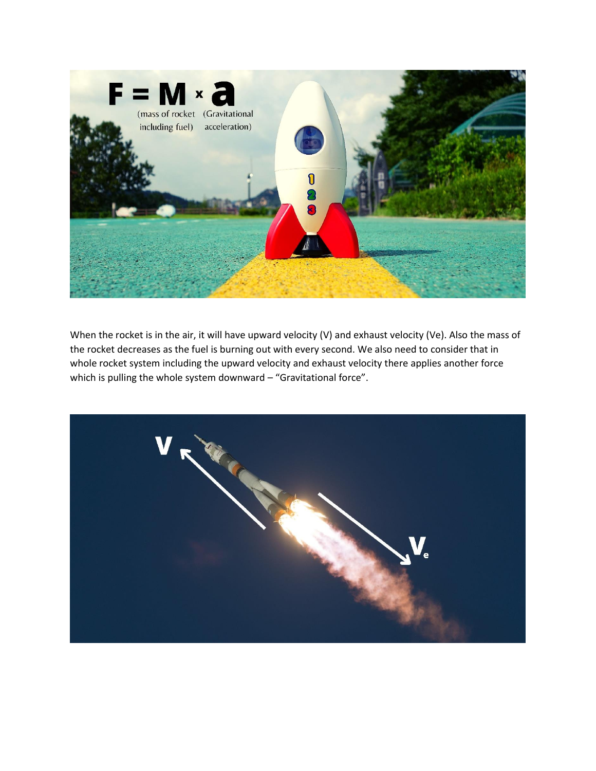When the rocket is in the air, it will have upward velocity (V) and exhaust velocity (Ve). Also the mass of the rocket decreases as the fuel is burning out with every second. We also need to consider that in whole rocket system including the upward velocity and exhaust velocity there applies another force which is pulling the whole system downward – "Gravitational force".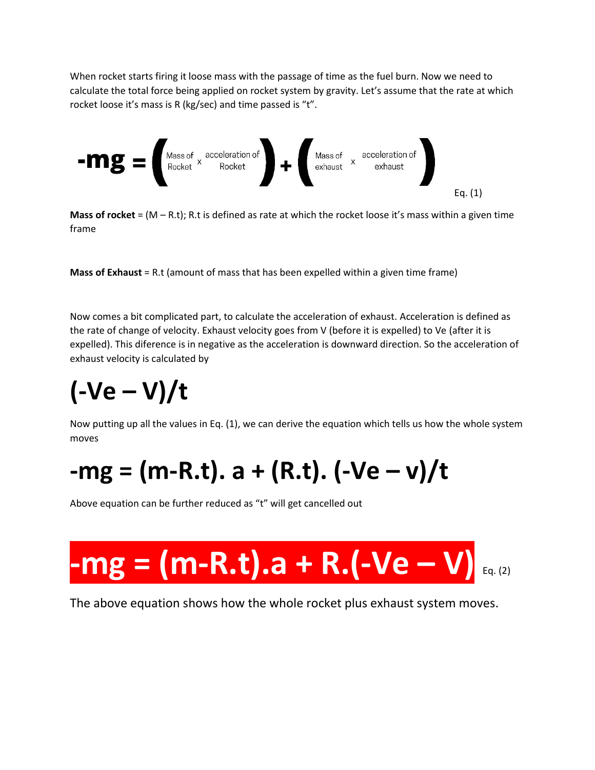When rocket starts firing it loose mass with the passage of time as the fuel burn. Now we need to calculate the total force being applied on rocket system by gravity. Let's assume that the rate at which rocket loose it's mass is R (kg/sec) and time passed is "t".

$$-mg = \left(\text{Mass of Rocket} \times \text{acceleration of Rocket}\right) + \left(\text{Mass of exhaust} \times \text{acceleration of exhaust}\right) \quad \text{Eq. (1)}$$

**Mass of rocket** = (M – R.t); R.t is defined as rate at which the rocket loose it's mass within a given time frame

**Mass of Exhaust** = R.t (amount of mass that has been expelled within a given time frame)

Now comes a bit complicated part, to calculate the acceleration of exhaust. Acceleration is defined as the rate of change of velocity. Exhaust velocity goes from V (before it is expelled) to Ve (after it is expelled). This diference is in negative as the acceleration is downward direction. So the acceleration of exhaust velocity is calculated by

$$(-Ve - V)/t$$

Now putting up all the values in Eq. (1), we can derive the equation which tells us how the whole system moves

$$-mg = (m-R.t).\ a + (R.t).\ (-Ve - v)/t$$

Above equation can be further reduced as "t" will get cancelled out

$$-mg = (m-R.t).a + R.(-Ve - V) \quad \text{Eq. (2)}$$

The above equation shows how the whole rocket plus exhaust system moves.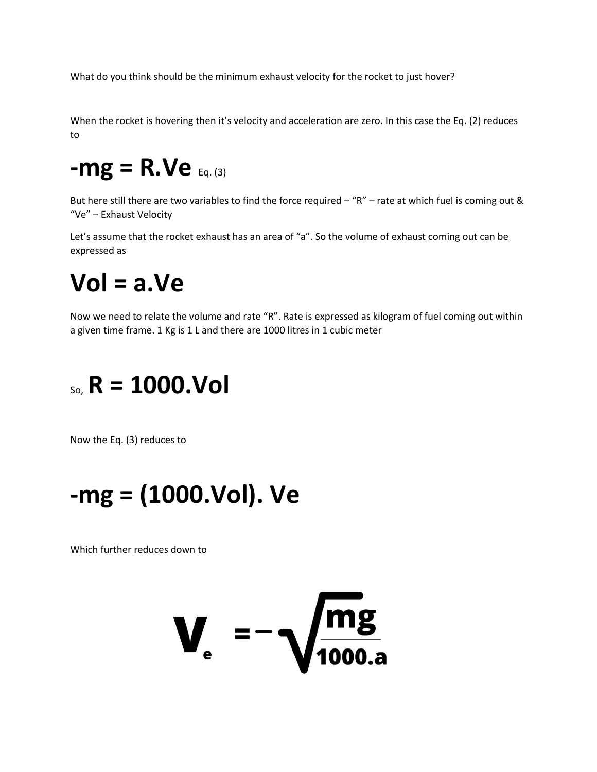What do you think should be the minimum exhaust velocity for the rocket to just hover?

When the rocket is hovering then it's velocity and acceleration are zero. In this case the Eq. (2) reduces to

$$-mg = R.V_e \quad \text{Eq. (3)}$$

But here still there are two variables to find the force required – "R" – rate at which fuel is coming out & "Ve" – Exhaust Velocity

Let's assume that the rocket exhaust has an area of "a". So the volume of exhaust coming out can be expressed as

$$Vol = a.V_e$$

Now we need to relate the volume and rate "R". Rate is expressed as kilogram of fuel coming out within a given time frame. 1 Kg is 1 L and there are 1000 litres in 1 cubic meter

So, $$R = 1000.Vol$$

Now the Eq. (3) reduces to

$$-mg = (1000.Vol).\ V_e$$

Which further reduces down to

$$V_e = -\sqrt{\frac{mg}{1000.a}}$$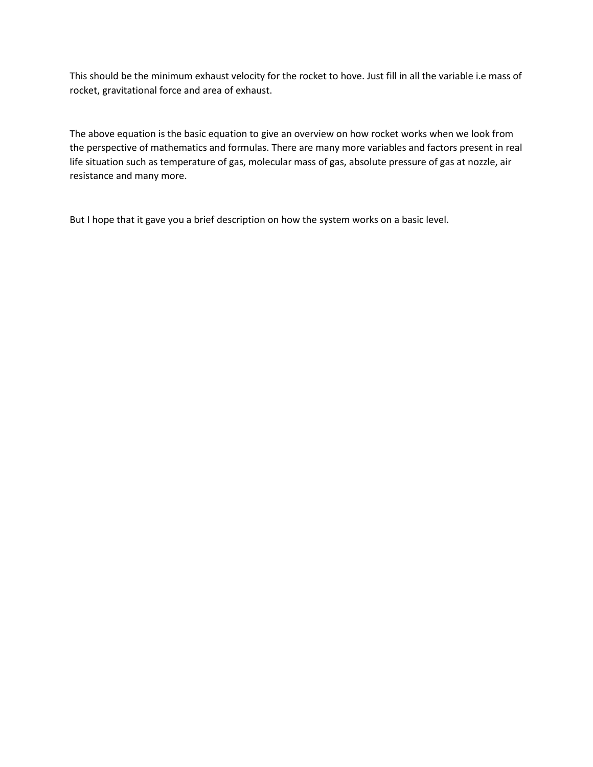This should be the minimum exhaust velocity for the rocket to hove. Just fill in all the variable i.e mass of rocket, gravitational force and area of exhaust.

The above equation is the basic equation to give an overview on how rocket works when we look from the perspective of mathematics and formulas. There are many more variables and factors present in real life situation such as temperature of gas, molecular mass of gas, absolute pressure of gas at nozzle, air resistance and many more.

But I hope that it gave you a brief description on how the system works on a basic level.